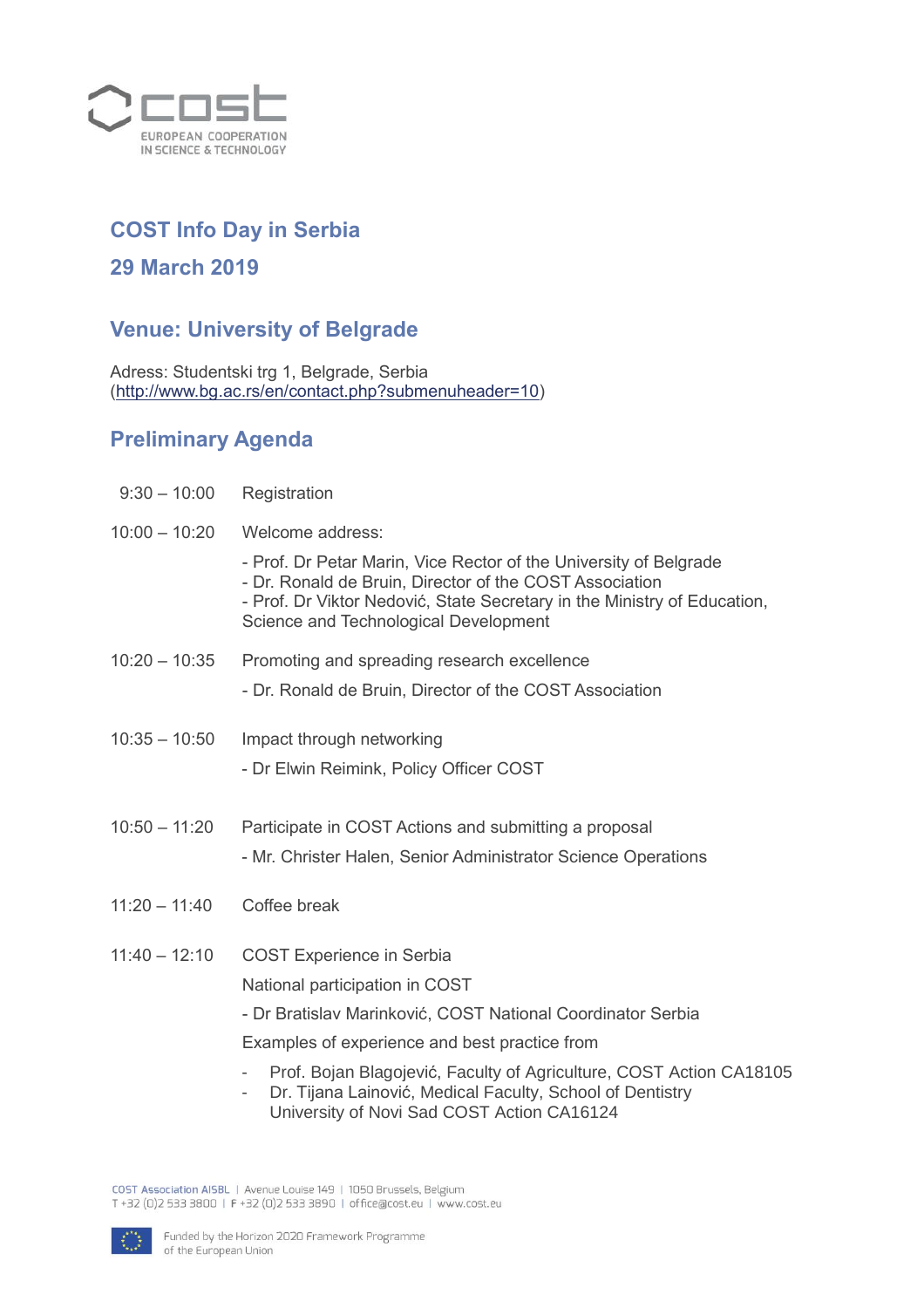## COST Info Day in Serbia

## 29 March 2019

## Venue: University of Belgrade

Adress: Studentski trg 1, Belgrade, Serbia
(http://www.bg.ac.rs/en/contact.php?submenuheader=10)

## Preliminary Agenda

| | |
|---|---|
| 9:30 – 10:00 | Registration |
| 10:00 – 10:20 | Welcome address:<br>- Prof. Dr Petar Marin, Vice Rector of the University of Belgrade<br>- Dr. Ronald de Bruin, Director of the COST Association<br>- Prof. Dr Viktor Nedović, State Secretary in the Ministry of Education, Science and Technological Development |
| 10:20 – 10:35 | Promoting and spreading research excellence<br>- Dr. Ronald de Bruin, Director of the COST Association |
| 10:35 – 10:50 | Impact through networking<br>- Dr Elwin Reimink, Policy Officer COST |
| 10:50 – 11:20 | Participate in COST Actions and submitting a proposal<br>- Mr. Christer Halen, Senior Administrator Science Operations |
| 11:20 – 11:40 | Coffee break |
| 11:40 – 12:10 | COST Experience in Serbia<br>National participation in COST<br>- Dr Bratislav Marinković, COST National Coordinator Serbia<br>Examples of experience and best practice from<br>- Prof. Bojan Blagojević, Faculty of Agriculture, COST Action CA18105<br>- Dr. Tijana Lainović, Medical Faculty, School of Dentistry University of Novi Sad COST Action CA16124 |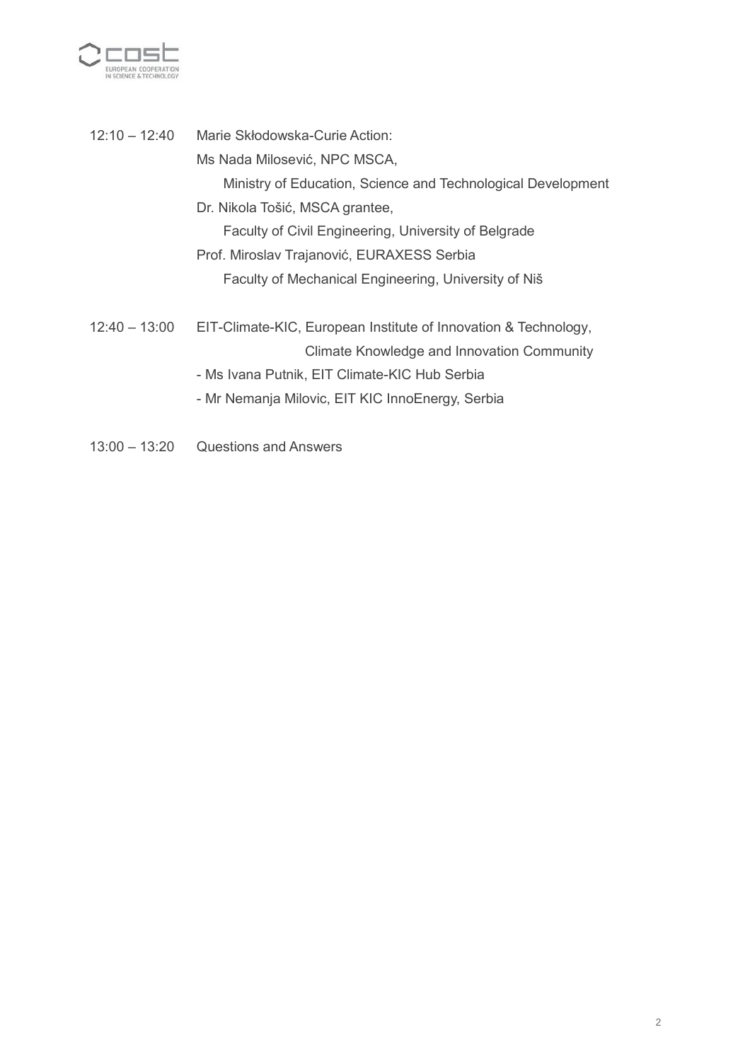| | |
|---|---|
| 12:10 – 12:40 | Marie Skłodowska-Curie Action:<br>Ms Nada Milosević, NPC MSCA,<br>Ministry of Education, Science and Technological Development<br>Dr. Nikola Tošić, MSCA grantee,<br>Faculty of Civil Engineering, University of Belgrade<br>Prof. Miroslav Trajanović, EURAXESS Serbia<br>Faculty of Mechanical Engineering, University of Niš |
| 12:40 – 13:00 | EIT-Climate-KIC, European Institute of Innovation & Technology,<br>Climate Knowledge and Innovation Community<br>- Ms Ivana Putnik, EIT Climate-KIC Hub Serbia<br>- Mr Nemanja Milovic, EIT KIC InnoEnergy, Serbia |
| 13:00 – 13:20 | Questions and Answers |